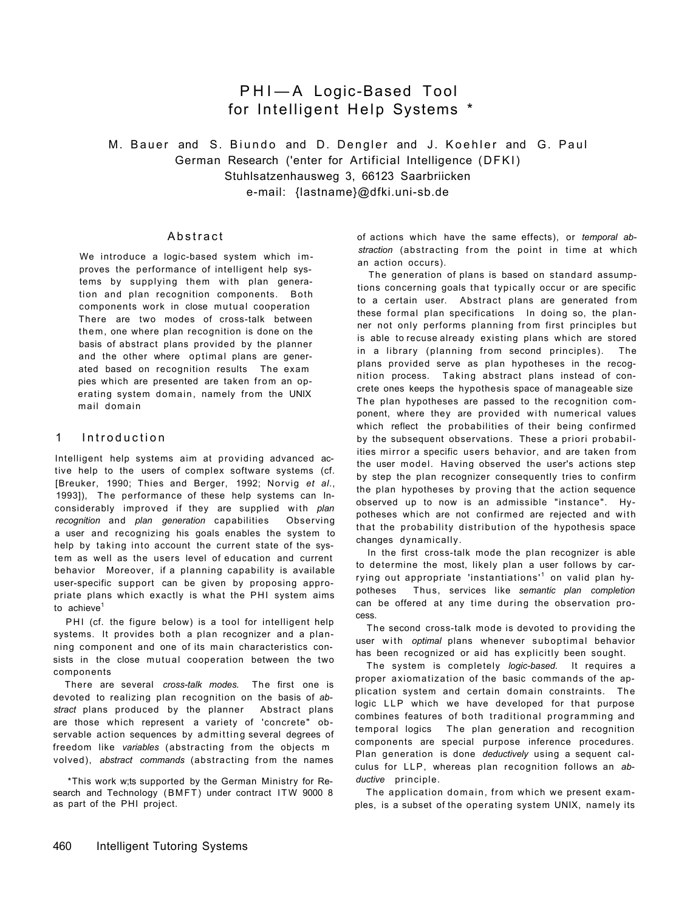# PHI — A Logic-Based Tool for Intelligent Help Systems *

M. Bauer and S. Biundo and D. Dengler and J. Koehler and G. Paul
German Research ('enter for Artificial Intelligence (DFKI)
Stuhlsatzenhausweg 3, 66123 Saarbriicken
e-mail: {lastname}@dfki.uni-sb.de

## Abstract

We introduce a logic-based system which improves the performance of intelligent help systems by supplying them with plan generation and plan recognition components. Both components work in close mutual cooperation There are two modes of cross-talk between them, one where plan recognition is done on the basis of abstract plans provided by the planner and the other where optimal plans are generated based on recognition results The exam pies which are presented are taken from an operating system domain, namely from the UNIX mail domain

## 1 Introduction

Intelligent help systems aim at providing advanced active help to the users of complex software systems (cf. [Breuker, 1990; Thies and Berger, 1992; Norvig *et al.*, 1993]), The performance of these help systems can Inconsiderably improved if they are supplied with *plan recognition* and *plan generation* capabilities Observing a user and recognizing his goals enables the system to help by taking into account the current state of the system as well as the users level of education and current behavior Moreover, if a planning capability is available user-specific support can be given by proposing appropriate plans which exactly is what the PHI system aims to achieve[1]

PHI (cf. the figure below) is a tool for intelligent help systems. It provides both a plan recognizer and a planning component and one of its main characteristics consists in the close mutual cooperation between the two components

There are several *cross-talk modes.* The first one is devoted to realizing plan recognition on the basis of *abstract* plans produced by the planner Abstract plans are those which represent a variety of 'concrete" observable action sequences by admitting several degrees of freedom like *variables* (abstracting from the objects m volved), *abstract commands* (abstracting from the names of actions which have the same effects), or *temporal abstraction* (abstracting from the point in time at which an action occurs).

The generation of plans is based on standard assumptions concerning goals that typically occur or are specific to a certain user. Abstract plans are generated from these formal plan specifications In doing so, the planner not only performs planning from first principles but is able to recuse already existing plans which are stored in a library (planning from second principles). The plans provided serve as plan hypotheses in the recognition process. Taking abstract plans instead of concrete ones keeps the hypothesis space of manageable size The plan hypotheses are passed to the recognition component, where they are provided with numerical values which reflect the probabilities of their being confirmed by the subsequent observations. These a priori probabilities mirror a specific users behavior, and are taken from the user model. Having observed the user's actions step by step the plan recognizer consequently tries to confirm the plan hypotheses by proving that the action sequence observed up to now is an admissible "instance". Hypotheses which are not confirmed are rejected and with that the probability distribution of the hypothesis space changes dynamically.

In the first cross-talk mode the plan recognizer is able to determine the most, likely plan a user follows by carrying out appropriate 'instantiations'[1] on valid plan hypotheses Thus, services like *semantic plan completion* can be offered at any time during the observation process.

The second cross-talk mode is devoted to providing the user with *optimal* plans whenever suboptimal behavior has been recognized or aid has explicitly been sought.

The system is completely *logic-based*. It requires a proper axiomatization of the basic commands of the application system and certain domain constraints. The logic LLP which we have developed for that purpose combines features of both traditional programming and temporal logics The plan generation and recognition components are special purpose inference procedures. Plan generation is done *deductively* using a sequent calculus for LLP, whereas plan recognition follows an *abductive* principle.

The application domain, from which we present examples, is a subset of the operating system UNIX, namely its

*This work w;ts supported by the German Ministry for Research and Technology (BMFT) under contract ITW 9000 8 as part of the PHI project.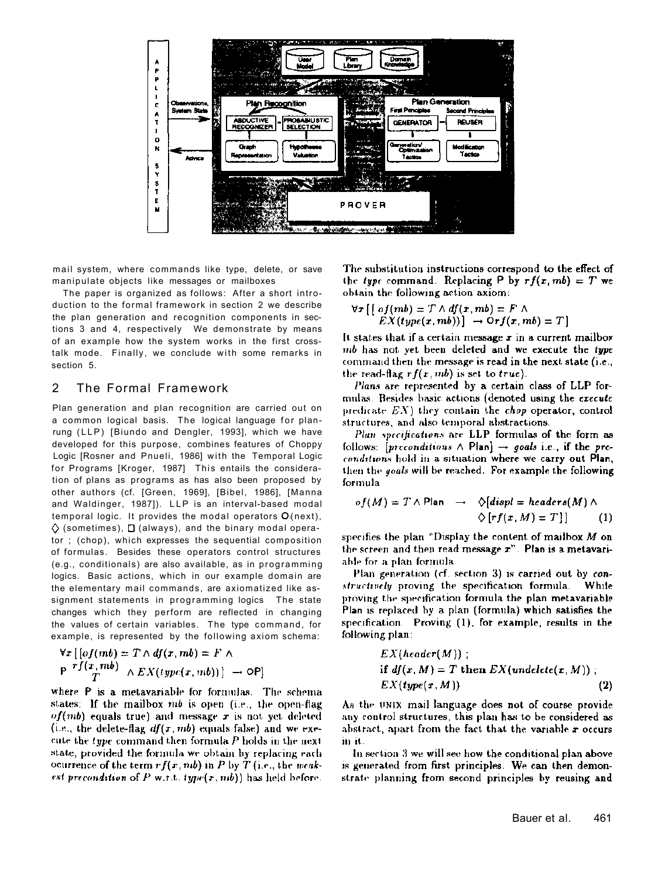mail system, where commands like type, delete, or save manipulate objects like messages or mailboxes

The paper is organized as follows: After a short introduction to the formal framework in section 2 we describe the plan generation and recognition components in sections 3 and 4, respectively We demonstrate by means of an example how the system works in the first cross-talk mode. Finally, we conclude with some remarks in section 5.

## 2 The Formal Framework

Plan generation and plan recognition are carried out on a common logical basis. The logical language for planrung (LLP) [Biundo and Dengler, 1993], which we have developed for this purpose, combines features of Choppy Logic [Rosner and Pnueli, 1986] with the Temporal Logic for Programs [Kroger, 1987] This entails the consideration of plans as programs as has also been proposed by other authors (cf. [Green, 1969], [Bibel, 1986], [Manna and Waldinger, 1987]). LLP is an interval-based modal temporal logic. It provides the modal operators $\bigcirc$ (next), $\Diamond$ (sometimes), $\Box$ (always), and the binary modal operator ; (chop), which expresses the sequential composition of formulas. Besides these operators control structures (e.g., conditionals) are also available, as in programming logics. Basic actions, which in our example domain are the elementary mail commands, are axiomatized like assignment statements in programming logics The state changes which they perform are reflected in changing the values of certain variables. The type command, for example, is represented by the following axiom schema:

$$\forall x\,[\,[of(mb) = T \wedge df(x, mb) = F \wedge P\,{}^{rf(x,mb)}_{\;\;T} \wedge EX(type(x, mb))] \rightarrow \bigcirc P]$$

where P is a metavariable for formulas. The schema states: If the mailbox $mb$ is open (i.e., the open-flag $of(mb)$ equals true) and message $x$ is not yet deleted (i.e., the delete-flag $df(x, mb)$ equals false) and we execute the *type* command then formula $P$ holds in the next state, provided the formula we obtain by replacing each occurrence of the term $rf(x, mb)$ in $P$ by $T$ (i.e., the *weakest precondition* of $P$ w.r.t. $type(x, mb)$) has held before. The substitution instructions correspond to the effect of the *type* command. Replacing P by $rf(x, mb) = T$ we obtain the following action axiom:

$$\forall x\,[\,[\,of(mb) = T \wedge df(x, mb) = F \wedge EX(type(x, mb))] \rightarrow \bigcirc rf(x, mb) = T\,]$$

It states that if a certain message $x$ in a current mailbox $mb$ has not yet been deleted and we execute the *type* command then the message is read in the next state (i.e., the read-flag $rf(x, mb)$ is set to $true$).

*Plans* are represented by a certain class of LLP formulas. Besides basic actions (denoted using the *execute* predicate $EX$) they contain the *chop* operator, control structures, and also temporal abstractions.

*Plan specifications* are LLP formulas of the form as follows: $[preconditions \wedge \text{Plan}] \rightarrow goals$ i.e., if the *preconditions* hold in a situation where we carry out Plan, then the *goals* will be reached. For example the following formula

$$of(M) = T \wedge \text{Plan} \;\rightarrow\; \Diamond[displ = headers(M) \wedge \Diamond\,[rf(x, M) = T]] \qquad (1)$$

specifies the plan "Display the content of mailbox $M$ on the screen and then read message $x$". Plan is a metavariable for a plan formula

Plan generation (cf. section 3) is carried out by *constructively* proving the specification formula. While proving the specification formula the plan metavariable Plan is replaced by a plan (formula) which satisfies the specification. Proving (1), for example, results in the following plan:

$$\begin{aligned} & EX(header(M))\;; \\ & \textbf{if } df(x, M) = T \textbf{ then } EX(undelete(x, M))\;; \\ & EX(type(x, M)) \end{aligned} \qquad (2)$$

As the UNIX mail language does not of course provide any control structures, this plan has to be considered as abstract, apart from the fact that the variable $x$ occurs in it.

In section 3 we will see how the conditional plan above is generated from first principles. We can then demonstrate planning from second principles by reusing and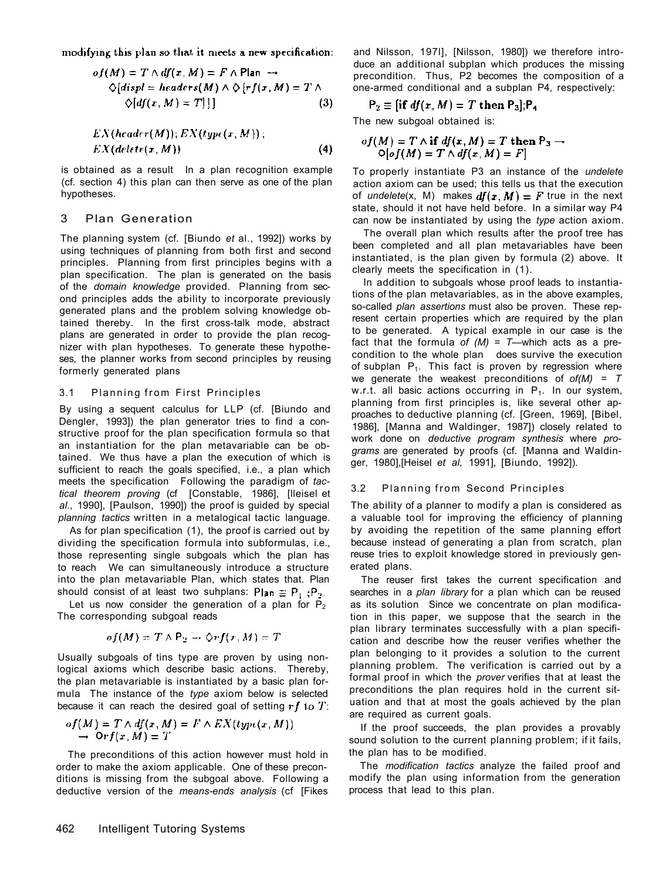modifying this plan so that it meets a new specification:

$$of(M) = T \wedge df(x, M) = F \wedge \text{Plan} \rightarrow \Diamond[displ = headers(M) \wedge \Diamond[rf(x, M) = T \wedge \Diamond[df(x, M) = T]]] \quad (3)$$

$$EX(header(M)); EX(type(x, M)); EX(delete(x, M)) \quad (4)$$

is obtained as a result In a plan recognition example (cf. section 4) this plan can then serve as one of the plan hypotheses.

## 3 Plan Generation

The planning system (cf. [Biundo *et* al., 1992]) works by using techniques of planning from both first and second principles. Planning from first principles begins with a plan specification. The plan is generated on the basis of the *domain knowledge* provided. Planning from second principles adds the ability to incorporate previously generated plans and the problem solving knowledge obtained thereby. In the first cross-talk mode, abstract plans are generated in order to provide the plan recognizer with plan hypotheses. To generate these hypotheses, the planner works from second principles by reusing formerly generated plans

### 3.1 Planning from First Principles

By using a sequent calculus for LLP (cf. [Biundo and Dengler, 1993]) the plan generator tries to find a constructive proof for the plan specification formula so that an instantiation for the plan metavariable can be obtained. We thus have a plan the execution of which is sufficient to reach the goals specified, i.e., a plan which meets the specification Following the paradigm of *tactical theorem proving* (cf [Constable, 1986], [lleisel et *al*., 1990], [Paulson, 1990]) the proof is guided by special *planning tactics* written in a metalogical tactic language.

As for plan specification (1), the proof is carried out by dividing the specification formula into subformulas, i.e., those representing single subgoals which the plan has to reach We can simultaneously introduce a structure into the plan metavariable Plan, which states that. Plan should consist of at least two suhplans: $\text{Plan} \equiv P_1 ; P_2$.

Let us now consider the generation of a plan for $P_2$ The corresponding subgoal reads

$$of(M) = T \wedge P_2 \rightarrow \Diamond rf(x, M) = T$$

Usually subgoals of tins type are proven by using nonlogical axioms which describe basic actions. Thereby, the plan metavariable is instantiated by a basic plan formula The instance of the *type* axiom below is selected because it can reach the desired goal of setting $rf$ to $T$:

$$of(M) = T \wedge df(x, M) = F \wedge EX(type(x, M)) \rightarrow \circ rf(x, M) = T$$

The preconditions of this action however must hold in order to make the axiom applicable. One of these preconditions is missing from the subgoal above. Following a deductive version of the *means-ends analysis* (cf [Fikes and Nilsson, 197l], [Nilsson, 1980]) we therefore introduce an additional subplan which produces the missing precondition. Thus, P2 becomes the composition of a one-armed conditional and a subplan P4, respectively:

$$P_2 \equiv [\textbf{if } df(x, M) = T \textbf{ then } P_3]; P_4$$

The new subgoal obtained is:

$$of(M) = T \wedge \textbf{if } df(x, M) = T \textbf{ then } P_3 \rightarrow \circ[of(M) = T \wedge df(x, M) = F]$$

To properly instantiate P3 an instance of the *undelete* action axiom can be used; this tells us that the execution of *undelete*(x, M) makes $df(x, M) = F$ true in the next state, should it not have held before. In a similar way P4 can now be instantiated by using the *type* action axiom.

The overall plan which results after the proof tree has been completed and all plan metavariables have been instantiated, is the plan given by formula (2) above. It clearly meets the specification in (1).

In addition to subgoals whose proof leads to instantiations of the plan metavariables, as in the above examples, so-called *plan assertions* must also be proven. These represent certain properties which are required by the plan to be generated. A typical example in our case is the fact that the formula *of (M)* = *T*—which acts as a precondition to the whole plan does survive the execution of subplan $P_1$. This fact is proven by regression where we generate the weakest preconditions of *of(M)* = *T* w.r.t. all basic actions occurring in $P_1$. In our system, planning from first principles is, like several other approaches to deductive planning (cf. [Green, 1969], [Bibel, 1986], [Manna and Waldinger, 1987]) closely related to work done on *deductive program synthesis* where *programs* are generated by proofs (cf. [Manna and Waldinger, 1980],[Heisel *et al,* 1991], [Biundo, 1992]).

### 3.2 Planning from Second Principles

The ability of a planner to modify a plan is considered as a valuable tool for improving the efficiency of planning by avoiding the repetition of the same planning effort because instead of generating a plan from scratch, plan reuse tries to exploit knowledge stored in previously generated plans.

The reuser first takes the current specification and searches in a *plan library* for a plan which can be reused as its solution Since we concentrate on plan modification in this paper, we suppose that the search in the plan library terminates successfully with a plan specification and describe how the reuser verifies whether the plan belonging to it provides a solution to the current planning problem. The verification is carried out by a formal proof in which the *prover* verifies that at least the preconditions the plan requires hold in the current situation and that at most the goals achieved by the plan are required as current goals.

If the proof succeeds, the plan provides a provably sound solution to the current planning problem; if it fails, the plan has to be modified.

The *modification tactics* analyze the failed proof and modify the plan using information from the generation process that lead to this plan.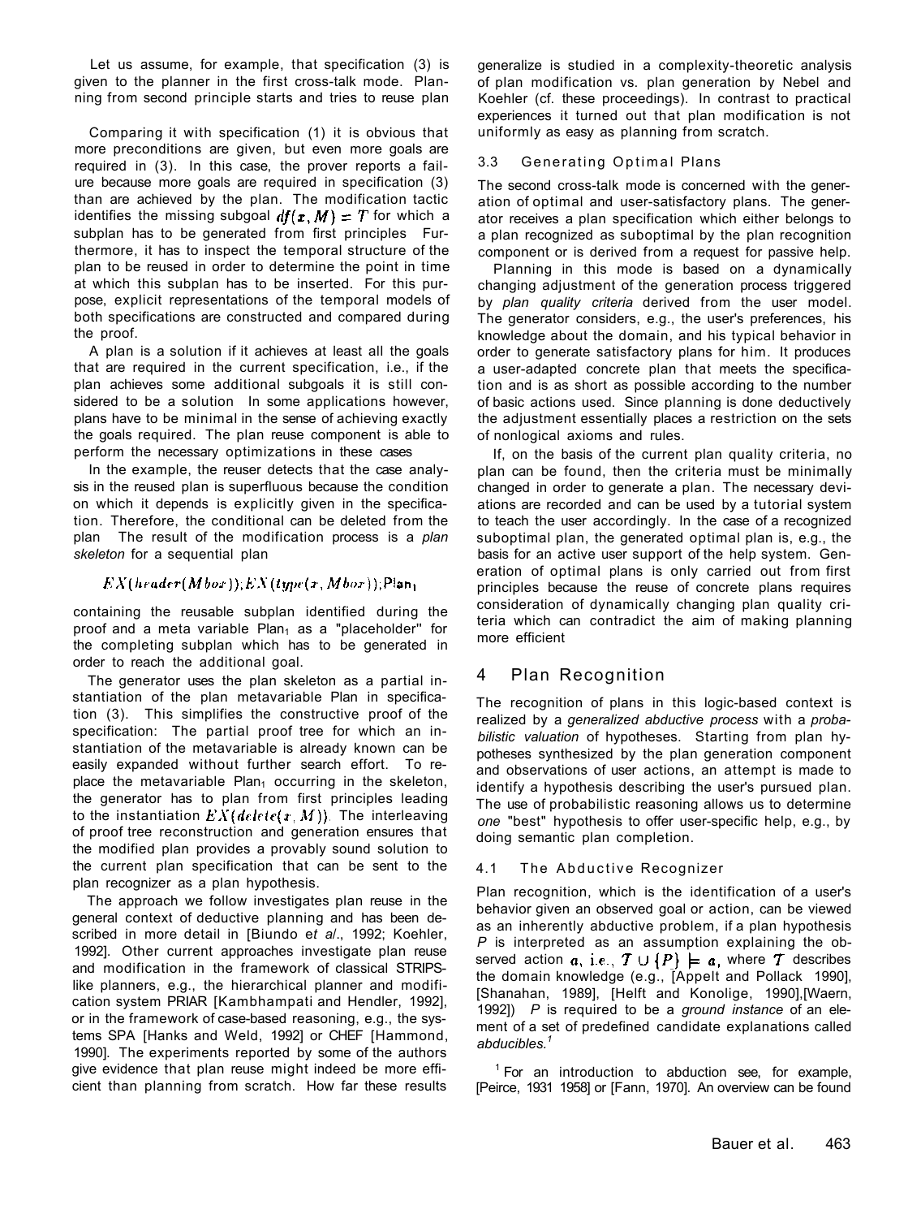Let us assume, for example, that specification (3) is given to the planner in the first cross-talk mode. Planning from second principle starts and tries to reuse plan

Comparing it with specification (1) it is obvious that more preconditions are given, but even more goals are required in (3). In this case, the prover reports a failure because more goals are required in specification (3) than are achieved by the plan. The modification tactic identifies the missing subgoal $df(x, M) = T$ for which a subplan has to be generated from first principles Furthermore, it has to inspect the temporal structure of the plan to be reused in order to determine the point in time at which this subplan has to be inserted. For this purpose, explicit representations of the temporal models of both specifications are constructed and compared during the proof.

A plan is a solution if it achieves at least all the goals that are required in the current specification, i.e., if the plan achieves some additional subgoals it is still considered to be a solution In some applications however, plans have to be minimal in the sense of achieving exactly the goals required. The plan reuse component is able to perform the necessary optimizations in these cases

In the example, the reuser detects that the case analysis in the reused plan is superfluous because the condition on which it depends is explicitly given in the specification. Therefore, the conditional can be deleted from the plan The result of the modification process is a *plan skeleton* for a sequential plan

$$EX(header(Mbox)); EX(type(x, Mbox)); \text{Plan}_1$$

containing the reusable subplan identified during the proof and a meta variable $\text{Plan}_1$ as a "placeholder" for the completing subplan which has to be generated in order to reach the additional goal.

The generator uses the plan skeleton as a partial instantiation of the plan metavariable Plan in specification (3). This simplifies the constructive proof of the specification: The partial proof tree for which an instantiation of the metavariable is already known can be easily expanded without further search effort. To replace the metavariable $\text{Plan}_1$ occurring in the skeleton, the generator has to plan from first principles leading to the instantiation $EX(delete(x, M))$. The interleaving of proof tree reconstruction and generation ensures that the modified plan provides a provably sound solution to the current plan specification that can be sent to the plan recognizer as a plan hypothesis.

The approach we follow investigates plan reuse in the general context of deductive planning and has been described in more detail in [Biundo *et al*., 1992; Koehler, 1992]. Other current approaches investigate plan reuse and modification in the framework of classical STRIPS-like planners, e.g., the hierarchical planner and modification system PRIAR [Kambhampati and Hendler, 1992], or in the framework of case-based reasoning, e.g., the systems SPA [Hanks and Weld, 1992] or CHEF [Hammond, 1990]. The experiments reported by some of the authors give evidence that plan reuse might indeed be more efficient than planning from scratch. How far these results generalize is studied in a complexity-theoretic analysis of plan modification vs. plan generation by Nebel and Koehler (cf. these proceedings). In contrast to practical experiences it turned out that plan modification is not uniformly as easy as planning from scratch.

### 3.3 Generating Optimal Plans

The second cross-talk mode is concerned with the generation of optimal and user-satisfactory plans. The generator receives a plan specification which either belongs to a plan recognized as suboptimal by the plan recognition component or is derived from a request for passive help.

Planning in this mode is based on a dynamically changing adjustment of the generation process triggered by *plan quality criteria* derived from the user model. The generator considers, e.g., the user's preferences, his knowledge about the domain, and his typical behavior in order to generate satisfactory plans for him. It produces a user-adapted concrete plan that meets the specification and is as short as possible according to the number of basic actions used. Since planning is done deductively the adjustment essentially places a restriction on the sets of nonlogical axioms and rules.

If, on the basis of the current plan quality criteria, no plan can be found, then the criteria must be minimally changed in order to generate a plan. The necessary deviations are recorded and can be used by a tutorial system to teach the user accordingly. In the case of a recognized suboptimal plan, the generated optimal plan is, e.g., the basis for an active user support of the help system. Generation of optimal plans is only carried out from first principles because the reuse of concrete plans requires consideration of dynamically changing plan quality criteria which can contradict the aim of making planning more efficient

## 4 Plan Recognition

The recognition of plans in this logic-based context is realized by a *generalized abductive process* with a *probabilistic valuation* of hypotheses. Starting from plan hypotheses synthesized by the plan generation component and observations of user actions, an attempt is made to identify a hypothesis describing the user's pursued plan. The use of probabilistic reasoning allows us to determine *one* "best" hypothesis to offer user-specific help, e.g., by doing semantic plan completion.

### 4.1 The Abductive Recognizer

Plan recognition, which is the identification of a user's behavior given an observed goal or action, can be viewed as an inherently abductive problem, if a plan hypothesis *P* is interpreted as an assumption explaining the observed action $a$, i.e., $\mathcal{T} \cup \{P\} \models a$, where $\mathcal{T}$ describes the domain knowledge (e.g., [Appelt and Pollack 1990], [Shanahan, 1989], [Helft and Konolige, 1990],[Waern, 1992]) *P* is required to be a *ground instance* of an element of a set of predefined candidate explanations called *abducibles.*[1]

[1] For an introduction to abduction see, for example, [Peirce, 1931 1958] or [Fann, 1970]. An overview can be found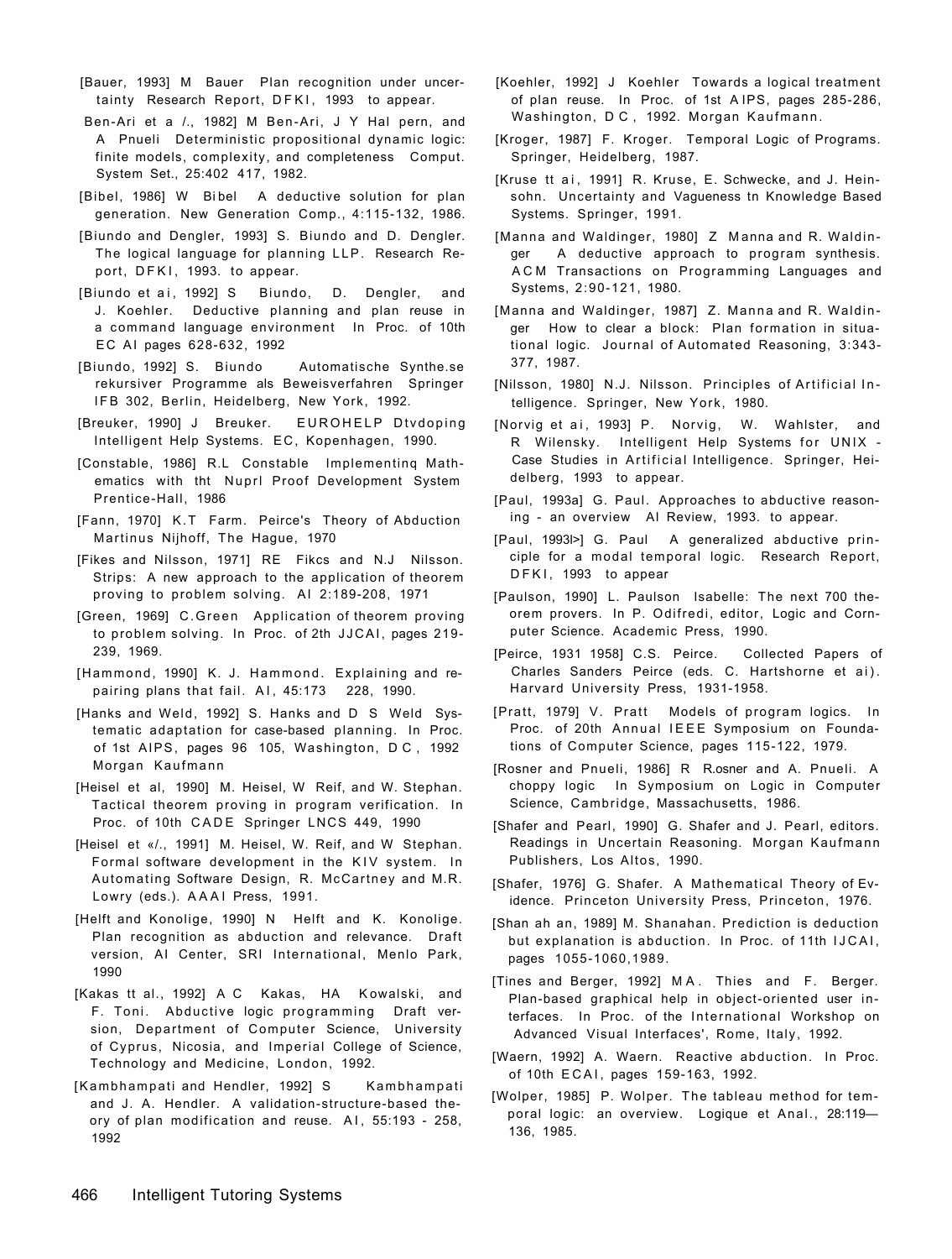[Bauer, 1993] M Bauer Plan recognition under uncertainty Research Report, DFKI, 1993 to appear.

Ben-Ari et a /., 1982] M Ben-Ari, J Y Hal pern, and A Pnueli Deterministic propositional dynamic logic: finite models, complexity, and completeness Comput. System Set., 25:402 417, 1982.

[Bibel, 1986] W Bibel A deductive solution for plan generation. New Generation Comp., 4:115-132, 1986.

[Biundo and Dengler, 1993] S. Biundo and D. Dengler. The logical language for planning LLP. Research Report, DFKI, 1993. to appear.

[Biundo et ai, 1992] S Biundo, D. Dengler, and J. Koehler. Deductive planning and plan reuse in a command language environment In Proc. of 10th EC AI pages 628-632, 1992

[Biundo, 1992] S. Biundo Automatische Synthe.se rekursiver Programme als Beweisverfahren Springer IFB 302, Berlin, Heidelberg, New York, 1992.

[Breuker, 1990] J Breuker. EUROHELP Dtvdoping Intelligent Help Systems. EC, Kopenhagen, 1990.

[Constable, 1986] R.L Constable Implementinq Mathematics with tht Nuprl Proof Development System Prentice-Hall, 1986

[Fann, 1970] K.T Farm. Peirce's Theory of Abduction Martinus Nijhoff, The Hague, 1970

[Fikes and Nilsson, 1971] RE Fikcs and N.J Nilsson. Strips: A new approach to the application of theorem proving to problem solving. AI 2:189-208, 1971

[Green, 1969] C.Green Application of theorem proving to problem solving. In Proc. of 2th JJCAI, pages 219-239, 1969.

[Hammond, 1990] K. J. Hammond. Explaining and repairing plans that fail. AI, 45:173 228, 1990.

[Hanks and Weld, 1992] S. Hanks and D S Weld Systematic adaptation for case-based planning. In Proc. of 1st AIPS, pages 96 105, Washington, D C , 1992 Morgan Kaufmann

[Heisel et al, 1990] M. Heisel, W Reif, and W. Stephan. Tactical theorem proving in program verification. In Proc. of 10th CADE Springer LNCS 449, 1990

[Heisel et «/., 1991] M. Heisel, W. Reif, and W Stephan. Formal software development in the KIV system. In Automating Software Design, R. McCartney and M.R. Lowry (eds.). AAAI Press, 1991.

[Helft and Konolige, 1990] N Helft and K. Konolige. Plan recognition as abduction and relevance. Draft version, AI Center, SRI International, Menlo Park, 1990

[Kakas tt al., 1992] A C Kakas, HA Kowalski, and F. Toni. Abductive logic programming Draft version, Department of Computer Science, University of Cyprus, Nicosia, and Imperial College of Science, Technology and Medicine, London, 1992.

[Kambhampati and Hendler, 1992] S Kambhampati and J. A. Hendler. A validation-structure-based theory of plan modification and reuse. AI, 55:193 - 258, 1992

[Koehler, 1992] J Koehler Towards a logical treatment of plan reuse. In Proc. of 1st AIPS, pages 285-286, Washington, D C , 1992. Morgan Kaufmann.

[Kroger, 1987] F. Kroger. Temporal Logic of Programs. Springer, Heidelberg, 1987.

[Kruse tt ai, 1991] R. Kruse, E. Schwecke, and J. Heinsohn. Uncertainty and Vagueness tn Knowledge Based Systems. Springer, 1991.

[Manna and Waldinger, 1980] Z Manna and R. Waldinger A deductive approach to program synthesis. ACM Transactions on Programming Languages and Systems, 2:90-121, 1980.

[Manna and Waldinger, 1987] Z. Manna and R. Waldinger How to clear a block: Plan formation in situational logic. Journal of Automated Reasoning, 3:343-377, 1987.

[Nilsson, 1980] N.J. Nilsson. Principles of Artificial Intelligence. Springer, New York, 1980.

[Norvig et ai, 1993] P. Norvig, W. Wahlster, and R Wilensky. Intelligent Help Systems for UNIX - Case Studies in Artificial Intelligence. Springer, Heidelberg, 1993 to appear.

[Paul, 1993a] G. Paul. Approaches to abductive reasoning - an overview AI Review, 1993. to appear.

[Paul, 1993l>] G. Paul A generalized abductive principle for a modal temporal logic. Research Report, DFKI, 1993 to appear

[Paulson, 1990] L. Paulson Isabelle: The next 700 theorem provers. In P. Odifredi, editor, Logic and Cornputer Science. Academic Press, 1990.

[Peirce, 1931 1958] C.S. Peirce. Collected Papers of Charles Sanders Peirce (eds. C. Hartshorne et ai). Harvard University Press, 1931-1958.

[Pratt, 1979] V. Pratt Models of program logics. In Proc. of 20th Annual IEEE Symposium on Foundations of Computer Science, pages 115-122, 1979.

[Rosner and Pnueli, 1986] R R.osner and A. Pnueli. A choppy logic In Symposium on Logic in Computer Science, Cambridge, Massachusetts, 1986.

[Shafer and Pearl, 1990] G. Shafer and J. Pearl, editors. Readings in Uncertain Reasoning. Morgan Kaufmann Publishers, Los Altos, 1990.

[Shafer, 1976] G. Shafer. A Mathematical Theory of Evidence. Princeton University Press, Princeton, 1976.

[Shan ah an, 1989] M. Shanahan. Prediction is deduction but explanation is abduction. In Proc. of 11th IJCAI, pages 1055-1060,1989.

[Tines and Berger, 1992] M A. Thies and F. Berger. Plan-based graphical help in object-oriented user interfaces. In Proc. of the International Workshop on Advanced Visual Interfaces', Rome, Italy, 1992.

[Waern, 1992] A. Waern. Reactive abduction. In Proc. of 10th ECAI, pages 159-163, 1992.

[Wolper, 1985] P. Wolper. The tableau method for temporal logic: an overview. Logique et Anal., 28:119—136, 1985.